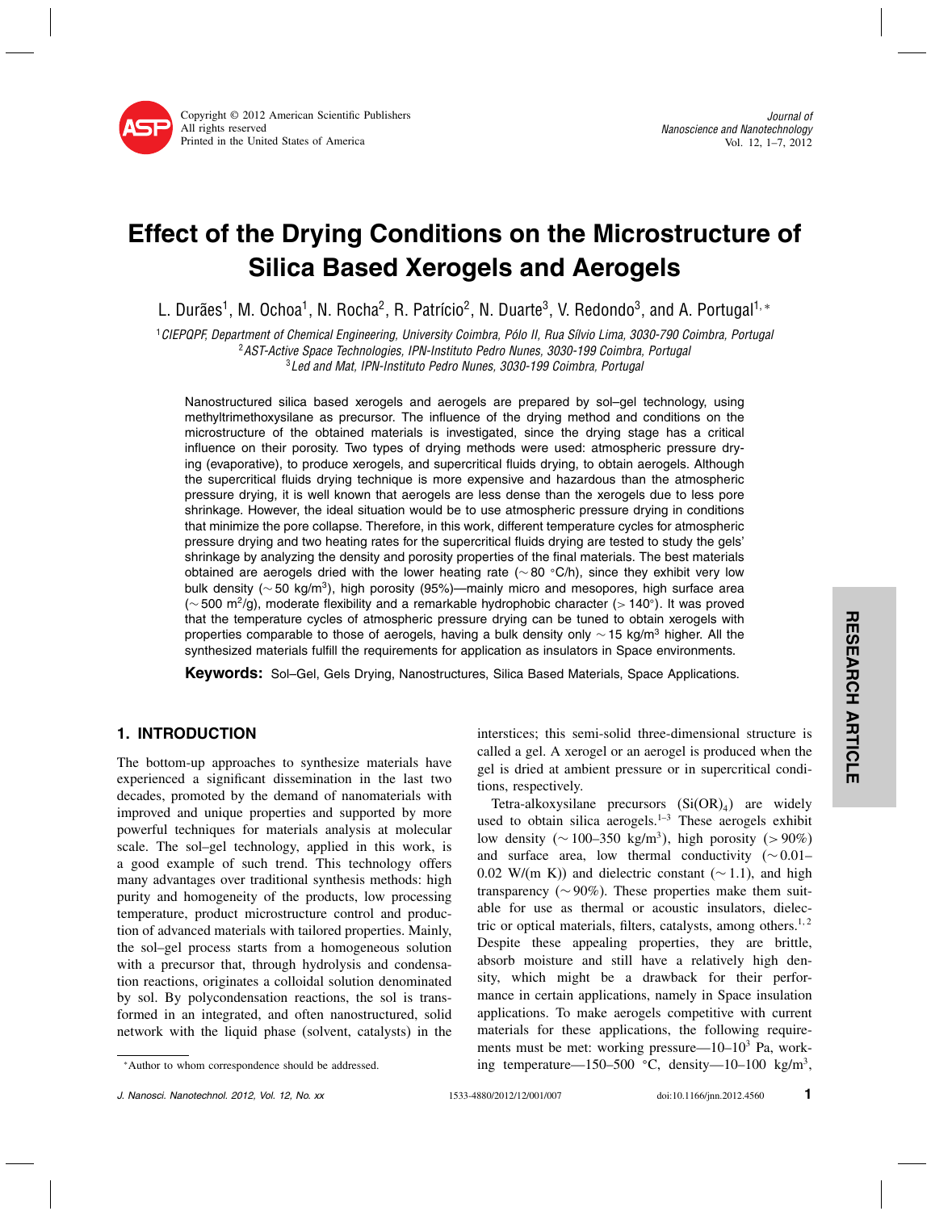# Effect of the Drying Conditions on the Microstructure of Silica Based Xerogels and Aerogels

L. Durães[1], M. Ochoa[1], N. Rocha[2], R. Patrício[2], N. Duarte[3], V. Redondo[3], and A. Portugal[1,*]

[1]CIEPQPF, Department of Chemical Engineering, University Coimbra, Pólo II, Rua Sílvio Lima, 3030-790 Coimbra, Portugal
[2]AST-Active Space Technologies, IPN-Instituto Pedro Nunes, 3030-199 Coimbra, Portugal
[3]Led and Mat, IPN-Instituto Pedro Nunes, 3030-199 Coimbra, Portugal

Nanostructured silica based xerogels and aerogels are prepared by sol–gel technology, using methyltrimethoxysilane as precursor. The influence of the drying method and conditions on the microstructure of the obtained materials is investigated, since the drying stage has a critical influence on their porosity. Two types of drying methods were used: atmospheric pressure drying (evaporative), to produce xerogels, and supercritical fluids drying, to obtain aerogels. Although the supercritical fluids drying technique is more expensive and hazardous than the atmospheric pressure drying, it is well known that aerogels are less dense than the xerogels due to less pore shrinkage. However, the ideal situation would be to use atmospheric pressure drying in conditions that minimize the pore collapse. Therefore, in this work, different temperature cycles for atmospheric pressure drying and two heating rates for the supercritical fluids drying are tested to study the gels' shrinkage by analyzing the density and porosity properties of the final materials. The best materials obtained are aerogels dried with the lower heating rate ($\sim 80$ °C/h), since they exhibit very low bulk density ($\sim 50$ kg/m$^3$), high porosity (95%)—mainly micro and mesopores, high surface area ($\sim 500$ m$^2$/g), moderate flexibility and a remarkable hydrophobic character ($> 140°$). It was proved that the temperature cycles of atmospheric pressure drying can be tuned to obtain xerogels with properties comparable to those of aerogels, having a bulk density only $\sim 15$ kg/m$^3$ higher. All the synthesized materials fulfill the requirements for application as insulators in Space environments.

**Keywords:** Sol–Gel, Gels Drying, Nanostructures, Silica Based Materials, Space Applications.

## 1. INTRODUCTION

The bottom-up approaches to synthesize materials have experienced a significant dissemination in the last two decades, promoted by the demand of nanomaterials with improved and unique properties and supported by more powerful techniques for materials analysis at molecular scale. The sol–gel technology, applied in this work, is a good example of such trend. This technology offers many advantages over traditional synthesis methods: high purity and homogeneity of the products, low processing temperature, product microstructure control and production of advanced materials with tailored properties. Mainly, the sol–gel process starts from a homogeneous solution with a precursor that, through hydrolysis and condensation reactions, originates a colloidal solution denominated by sol. By polycondensation reactions, the sol is transformed in an integrated, and often nanostructured, solid network with the liquid phase (solvent, catalysts) in the interstices; this semi-solid three-dimensional structure is called a gel. A xerogel or an aerogel is produced when the gel is dried at ambient pressure or in supercritical conditions, respectively.

Tetra-alkoxysilane precursors ($Si(OR)_4$) are widely used to obtain silica aerogels.[1–3] These aerogels exhibit low density ($\sim 100$–350 kg/m$^3$), high porosity ($> 90\%$) and surface area, low thermal conductivity ($\sim 0.01$–0.02 W/(m K)) and dielectric constant ($\sim 1.1$), and high transparency ($\sim 90\%$). These properties make them suitable for use as thermal or acoustic insulators, dielectric or optical materials, filters, catalysts, among others.[1,2] Despite these appealing properties, they are brittle, absorb moisture and still have a relatively high density, which might be a drawback for their performance in certain applications, namely in Space insulation applications. To make aerogels competitive with current materials for these applications, the following requirements must be met: working pressure—10–10$^3$ Pa, working temperature—150–500 °C, density—10–100 kg/m$^3$,

*Author to whom correspondence should be addressed.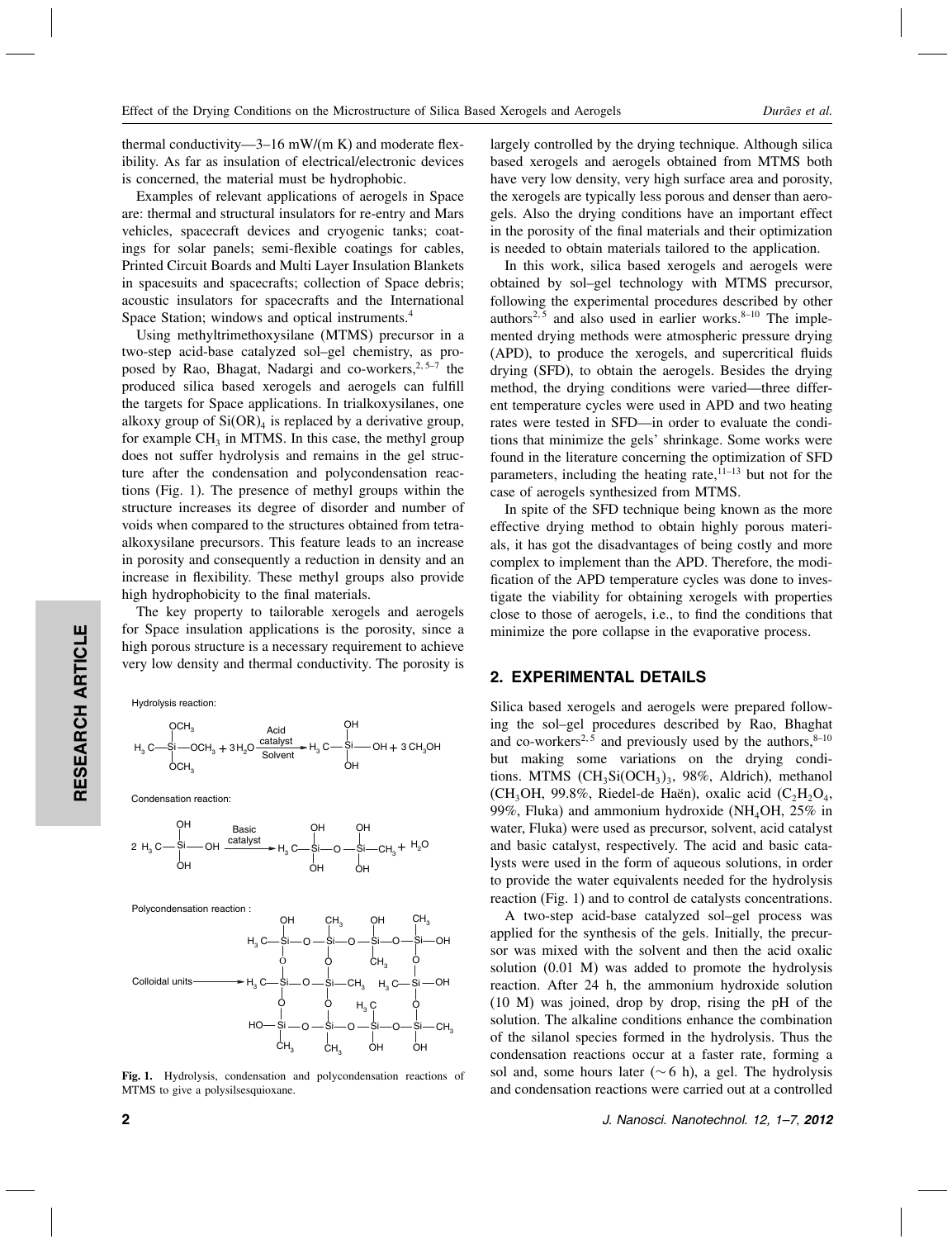thermal conductivity—3–16 mW/(m K) and moderate flexibility. As far as insulation of electrical/electronic devices is concerned, the material must be hydrophobic.

Examples of relevant applications of aerogels in Space are: thermal and structural insulators for re-entry and Mars vehicles, spacecraft devices and cryogenic tanks; coatings for solar panels; semi-flexible coatings for cables, Printed Circuit Boards and Multi Layer Insulation Blankets in spacesuits and spacecrafts; collection of Space debris; acoustic insulators for spacecrafts and the International Space Station; windows and optical instruments.[4]

Using methyltrimethoxysilane (MTMS) precursor in a two-step acid-base catalyzed sol–gel chemistry, as proposed by Rao, Bhagat, Nadargi and co-workers,[2,5–7] the produced silica based xerogels and aerogels can fulfill the targets for Space applications. In trialkoxysilanes, one alkoxy group of $Si(OR)_4$ is replaced by a derivative group, for example $CH_3$ in MTMS. In this case, the methyl group does not suffer hydrolysis and remains in the gel structure after the condensation and polycondensation reactions (Fig. 1). The presence of methyl groups within the structure increases its degree of disorder and number of voids when compared to the structures obtained from tetraalkoxysilane precursors. This feature leads to an increase in porosity and consequently a reduction in density and an increase in flexibility. These methyl groups also provide high hydrophobicity to the final materials.

The key property to tailorable xerogels and aerogels for Space insulation applications is the porosity, since a high porous structure is a necessary requirement to achieve very low density and thermal conductivity. The porosity is largely controlled by the drying technique. Although silica based xerogels and aerogels obtained from MTMS both have very low density, very high surface area and porosity, the xerogels are typically less porous and denser than aerogels. Also the drying conditions have an important effect in the porosity of the final materials and their optimization is needed to obtain materials tailored to the application.

In this work, silica based xerogels and aerogels were obtained by sol–gel technology with MTMS precursor, following the experimental procedures described by other authors[2,5] and also used in earlier works.[8–10] The implemented drying methods were atmospheric pressure drying (APD), to produce the xerogels, and supercritical fluids drying (SFD), to obtain the aerogels. Besides the drying method, the drying conditions were varied—three different temperature cycles were used in APD and two heating rates were tested in SFD—in order to evaluate the conditions that minimize the gels' shrinkage. Some works were found in the literature concerning the optimization of SFD parameters, including the heating rate,[11–13] but not for the case of aerogels synthesized from MTMS.

In spite of the SFD technique being known as the more effective drying method to obtain highly porous materials, it has got the disadvantages of being costly and more complex to implement than the APD. Therefore, the modification of the APD temperature cycles was done to investigate the viability for obtaining xerogels with properties close to those of aerogels, i.e., to find the conditions that minimize the pore collapse in the evaporative process.

Hydrolysis reaction:

$$H_3C{-}Si(OCH_3)_3 + 3H_2O \xrightarrow[\text{Solvent}]{\text{Acid catalyst}} H_3C{-}Si(OH)_3 + 3CH_3OH$$

Condensation reaction:

$$2\,H_3C{-}Si(OH)_3 \xrightarrow{\text{Basic catalyst}} H_3C{-}Si(OH)_2{-}O{-}Si(OH)_2{-}CH_3 + H_2O$$

Polycondensation reaction:

Colloidal units → (polysilsesquioxane network of Si–O–Si linkages bearing $CH_3$ and OH groups)

**Fig. 1.** Hydrolysis, condensation and polycondensation reactions of MTMS to give a polysilsesquioxane.

## 2. EXPERIMENTAL DETAILS

Silica based xerogels and aerogels were prepared following the sol–gel procedures described by Rao, Bhaghat and co-workers[2,5] and previously used by the authors,[8–10] but making some variations on the drying conditions. MTMS ($CH_3Si(OCH_3)_3$, 98%, Aldrich), methanol ($CH_3OH$, 99.8%, Riedel-de Haën), oxalic acid ($C_2H_2O_4$, 99%, Fluka) and ammonium hydroxide ($NH_4OH$, 25% in water, Fluka) were used as precursor, solvent, acid catalyst and basic catalyst, respectively. The acid and basic catalysts were used in the form of aqueous solutions, in order to provide the water equivalents needed for the hydrolysis reaction (Fig. 1) and to control de catalysts concentrations.

A two-step acid-base catalyzed sol–gel process was applied for the synthesis of the gels. Initially, the precursor was mixed with the solvent and then the acid oxalic solution (0.01 M) was added to promote the hydrolysis reaction. After 24 h, the ammonium hydroxide solution (10 M) was joined, drop by drop, rising the pH of the solution. The alkaline conditions enhance the combination of the silanol species formed in the hydrolysis. Thus the condensation reactions occur at a faster rate, forming a sol and, some hours later ($\sim$6 h), a gel. The hydrolysis and condensation reactions were carried out at a controlled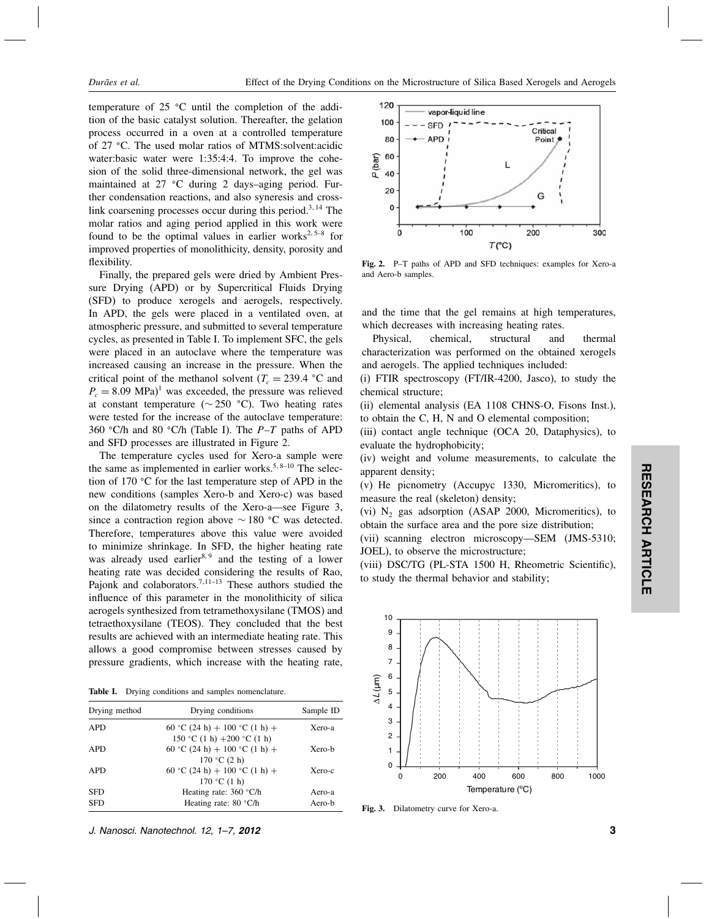temperature of 25 °C until the completion of the addition of the basic catalyst solution. Thereafter, the gelation process occurred in a oven at a controlled temperature of 27 °C. The used molar ratios of MTMS:solvent:acidic water:basic water were 1:35:4:4. To improve the cohesion of the solid three-dimensional network, the gel was maintained at 27 °C during 2 days–aging period. Further condensation reactions, and also syneresis and cross-link coarsening processes occur during this period.[3,14] The molar ratios and aging period applied in this work were found to be the optimal values in earlier works[2,5–8] for improved properties of monolithicity, density, porosity and flexibility.

Finally, the prepared gels were dried by Ambient Pressure Drying (APD) or by Supercritical Fluids Drying (SFD) to produce xerogels and aerogels, respectively. In APD, the gels were placed in a ventilated oven, at atmospheric pressure, and submitted to several temperature cycles, as presented in Table I. To implement SFC, the gels were placed in an autoclave where the temperature was increased causing an increase in the pressure. When the critical point of the methanol solvent ($T_c = 239.4$ °C and $P_c = 8.09$ MPa)[1] was exceeded, the pressure was relieved at constant temperature (~250 °C). Two heating rates were tested for the increase of the autoclave temperature: 360 °C/h and 80 °C/h (Table I). The $P$–$T$ paths of APD and SFD processes are illustrated in Figure 2.

The temperature cycles used for Xero-a sample were the same as implemented in earlier works.[5,8–10] The selection of 170 °C for the last temperature step of APD in the new conditions (samples Xero-b and Xero-c) was based on the dilatometry results of the Xero-a—see Figure 3, since a contraction region above ~180 °C was detected. Therefore, temperatures above this value were avoided to minimize shrinkage. In SFD, the higher heating rate was already used earlier[8,9] and the testing of a lower heating rate was decided considering the results of Rao, Pajonk and colaborators.[7,11–13] These authors studied the influence of this parameter in the monolithicity of silica aerogels synthesized from tetramethoxysilane (TMOS) and tetraethoxysilane (TEOS). They concluded that the best results are achieved with an intermediate heating rate. This allows a good compromise between stresses caused by pressure gradients, which increase with the heating rate, and the time that the gel remains at high temperatures, which decreases with increasing heating rates.

**Table I.** Drying conditions and samples nomenclature.

| Drying method | Drying conditions | Sample ID |
|---|---|---|
| APD | 60 °C (24 h) + 100 °C (1 h) + 150 °C (1 h) +200 °C (1 h) | Xero-a |
| APD | 60 °C (24 h) + 100 °C (1 h) + 170 °C (2 h) | Xero-b |
| APD | 60 °C (24 h) + 100 °C (1 h) + 170 °C (1 h) | Xero-c |
| SFD | Heating rate: 360 °C/h | Aero-a |
| SFD | Heating rate: 80 °C/h | Aero-b |

**Fig. 2.** P–T paths of APD and SFD techniques: examples for Xero-a and Aero-b samples.

Physical, chemical, structural and thermal characterization was performed on the obtained xerogels and aerogels. The applied techniques included:

(i) FTIR spectroscopy (FT/IR-4200, Jasco), to study the chemical structure;
(ii) elemental analysis (EA 1108 CHNS-O, Fisons Inst.), to obtain the C, H, N and O elemental composition;
(iii) contact angle technique (OCA 20, Dataphysics), to evaluate the hydrophobicity;
(iv) weight and volume measurements, to calculate the apparent density;
(v) He picnometry (Accupyc 1330, Micromeritics), to measure the real (skeleton) density;
(vi) $N_2$ gas adsorption (ASAP 2000, Micromeritics), to obtain the surface area and the pore size distribution;
(vii) scanning electron microscopy—SEM (JMS-5310; JOEL), to observe the microstructure;
(viii) DSC/TG (PL-STA 1500 H, Rheometric Scientific), to study the thermal behavior and stability;

**Fig. 3.** Dilatometry curve for Xero-a.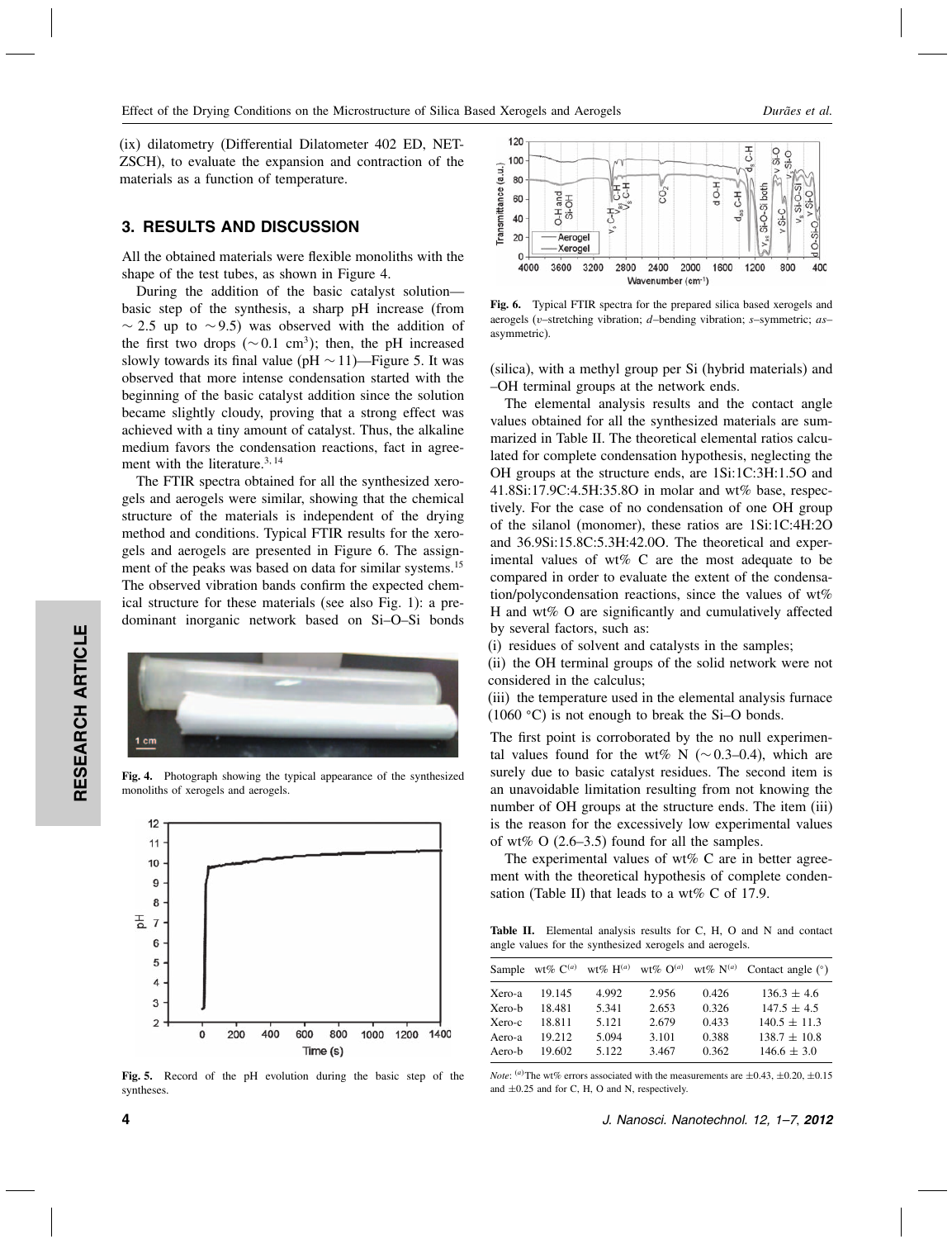(ix) dilatometry (Differential Dilatometer 402 ED, NETZSCH), to evaluate the expansion and contraction of the materials as a function of temperature.

## 3. RESULTS AND DISCUSSION

All the obtained materials were flexible monoliths with the shape of the test tubes, as shown in Figure 4.

During the addition of the basic catalyst solution—basic step of the synthesis, a sharp pH increase (from $\sim 2.5$ up to $\sim 9.5$) was observed with the addition of the first two drops ($\sim 0.1$ cm$^3$); then, the pH increased slowly towards its final value (pH $\sim 11$)—Figure 5. It was observed that more intense condensation started with the beginning of the basic catalyst addition since the solution became slightly cloudy, proving that a strong effect was achieved with a tiny amount of catalyst. Thus, the alkaline medium favors the condensation reactions, fact in agreement with the literature.[3,14]

The FTIR spectra obtained for all the synthesized xerogels and aerogels were similar, showing that the chemical structure of the materials is independent of the drying method and conditions. Typical FTIR results for the xerogels and aerogels are presented in Figure 6. The assignment of the peaks was based on data for similar systems.[15] The observed vibration bands confirm the expected chemical structure for these materials (see also Fig. 1): a predominant inorganic network based on Si–O–Si bonds

Fig. 4. Photograph showing the typical appearance of the synthesized monoliths of xerogels and aerogels.

Fig. 5. Record of the pH evolution during the basic step of the syntheses.

Fig. 6. Typical FTIR spectra for the prepared silica based xerogels and aerogels ($\upsilon$–stretching vibration; *d*–bending vibration; *s*–symmetric; *as*–asymmetric).

(silica), with a methyl group per Si (hybrid materials) and –OH terminal groups at the network ends.

The elemental analysis results and the contact angle values obtained for all the synthesized materials are summarized in Table II. The theoretical elemental ratios calculated for complete condensation hypothesis, neglecting the OH groups at the structure ends, are 1Si:1C:3H:1.5O and 41.8Si:17.9C:4.5H:35.8O in molar and wt% base, respectively. For the case of no condensation of one OH group of the silanol (monomer), these ratios are 1Si:1C:4H:2O and 36.9Si:15.8C:5.3H:42.0O. The theoretical and experimental values of wt% C are the most adequate to be compared in order to evaluate the extent of the condensation/polycondensation reactions, since the values of wt% H and wt% O are significantly and cumulatively affected by several factors, such as:

(i) residues of solvent and catalysts in the samples;
(ii) the OH terminal groups of the solid network were not considered in the calculus;
(iii) the temperature used in the elemental analysis furnace (1060 °C) is not enough to break the Si–O bonds.

The first point is corroborated by the no null experimental values found for the wt% N ($\sim 0.3$–$0.4$), which are surely due to basic catalyst residues. The second item is an unavoidable limitation resulting from not knowing the number of OH groups at the structure ends. The item (iii) is the reason for the excessively low experimental values of wt% O (2.6–3.5) found for all the samples.

The experimental values of wt% C are in better agreement with the theoretical hypothesis of complete condensation (Table II) that leads to a wt% C of 17.9.

**Table II.** Elemental analysis results for C, H, O and N and contact angle values for the synthesized xerogels and aerogels.

| Sample | wt% C[(a)] | wt% H[(a)] | wt% O[(a)] | wt% N[(a)] | Contact angle (°) |
|---|---|---|---|---|---|
| Xero-a | 19.145 | 4.992 | 2.956 | 0.426 | 136.3 ± 4.6 |
| Xero-b | 18.481 | 5.341 | 2.653 | 0.326 | 147.5 ± 4.5 |
| Xero-c | 18.811 | 5.121 | 2.679 | 0.433 | 140.5 ± 11.3 |
| Aero-a | 19.212 | 5.094 | 3.101 | 0.388 | 138.7 ± 10.8 |
| Aero-b | 19.602 | 5.122 | 3.467 | 0.362 | 146.6 ± 3.0 |

*Note*: [(a)]The wt% errors associated with the measurements are ±0.43, ±0.20, ±0.15 and ±0.25 and for C, H, O and N, respectively.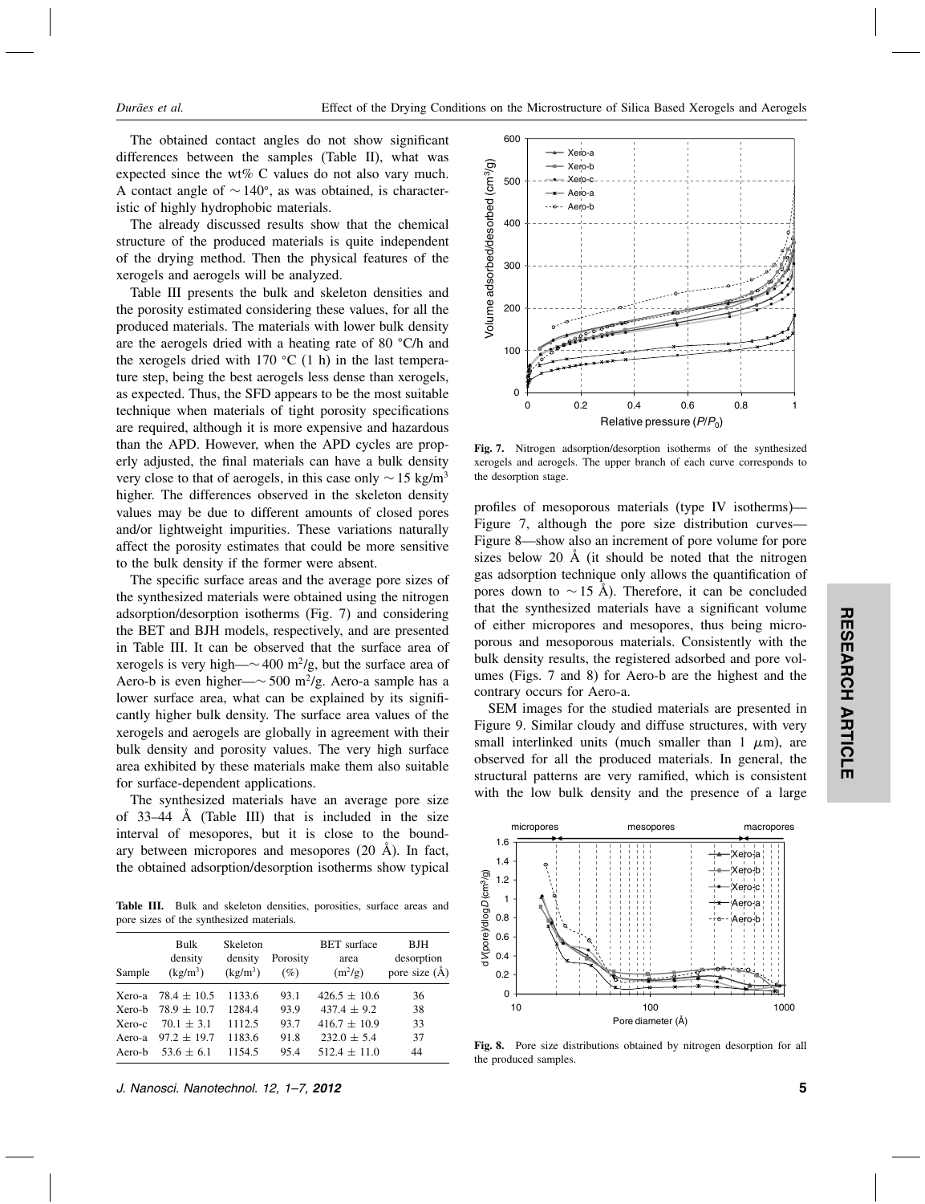The obtained contact angles do not show significant differences between the samples (Table II), what was expected since the wt% C values do not also vary much. A contact angle of $\sim 140°$, as was obtained, is characteristic of highly hydrophobic materials.

The already discussed results show that the chemical structure of the produced materials is quite independent of the drying method. Then the physical features of the xerogels and aerogels will be analyzed.

Table III presents the bulk and skeleton densities and the porosity estimated considering these values, for all the produced materials. The materials with lower bulk density are the aerogels dried with a heating rate of 80 °C/h and the xerogels dried with 170 °C (1 h) in the last temperature step, being the best aerogels less dense than xerogels, as expected. Thus, the SFD appears to be the most suitable technique when materials of tight porosity specifications are required, although it is more expensive and hazardous than the APD. However, when the APD cycles are properly adjusted, the final materials can have a bulk density very close to that of aerogels, in this case only $\sim 15$ kg/m$^3$ higher. The differences observed in the skeleton density values may be due to different amounts of closed pores and/or lightweight impurities. These variations naturally affect the porosity estimates that could be more sensitive to the bulk density if the former were absent.

The specific surface areas and the average pore sizes of the synthesized materials were obtained using the nitrogen adsorption/desorption isotherms (Fig. 7) and considering the BET and BJH models, respectively, and are presented in Table III. It can be observed that the surface area of xerogels is very high—$\sim 400$ m$^2$/g, but the surface area of Aero-b is even higher—$\sim 500$ m$^2$/g. Aero-a sample has a lower surface area, what can be explained by its significantly higher bulk density. The surface area values of the xerogels and aerogels are globally in agreement with their bulk density and porosity values. The very high surface area exhibited by these materials make them also suitable for surface-dependent applications.

The synthesized materials have an average pore size of 33–44 Å (Table III) that is included in the size interval of mesopores, but it is close to the boundary between micropores and mesopores (20 Å). In fact, the obtained adsorption/desorption isotherms show typical profiles of mesoporous materials (type IV isotherms)—Figure 7, although the pore size distribution curves—Figure 8—show also an increment of pore volume for pore sizes below 20 Å (it should be noted that the nitrogen gas adsorption technique only allows the quantification of pores down to $\sim 15$ Å). Therefore, it can be concluded that the synthesized materials have a significant volume of either micropores and mesopores, thus being microporous and mesoporous materials. Consistently with the bulk density results, the registered adsorbed and pore volumes (Figs. 7 and 8) for Aero-b are the highest and the contrary occurs for Aero-a.

SEM images for the studied materials are presented in Figure 9. Similar cloudy and diffuse structures, with very small interlinked units (much smaller than 1 $\mu$m), are observed for all the produced materials. In general, the structural patterns are very ramified, which is consistent with the low bulk density and the presence of a large

**Table III.** Bulk and skeleton densities, porosities, surface areas and pore sizes of the synthesized materials.

| Sample | Bulk density (kg/m$^3$) | Skeleton density (kg/m$^3$) | Porosity (%) | BET surface area (m$^2$/g) | BJH desorption pore size (Å) |
|---|---|---|---|---|---|
| Xero-a | 78.4 ± 10.5 | 1133.6 | 93.1 | 426.5 ± 10.6 | 36 |
| Xero-b | 78.9 ± 10.7 | 1284.4 | 93.9 | 437.4 ± 9.2 | 38 |
| Xero-c | 70.1 ± 3.1 | 1112.5 | 93.7 | 416.7 ± 10.9 | 33 |
| Aero-a | 97.2 ± 19.7 | 1183.6 | 91.8 | 232.0 ± 5.4 | 37 |
| Aero-b | 53.6 ± 6.1 | 1154.5 | 95.4 | 512.4 ± 11.0 | 44 |

**Fig. 7.** Nitrogen adsorption/desorption isotherms of the synthesized xerogels and aerogels. The upper branch of each curve corresponds to the desorption stage.

**Fig. 8.** Pore size distributions obtained by nitrogen desorption for all the produced samples.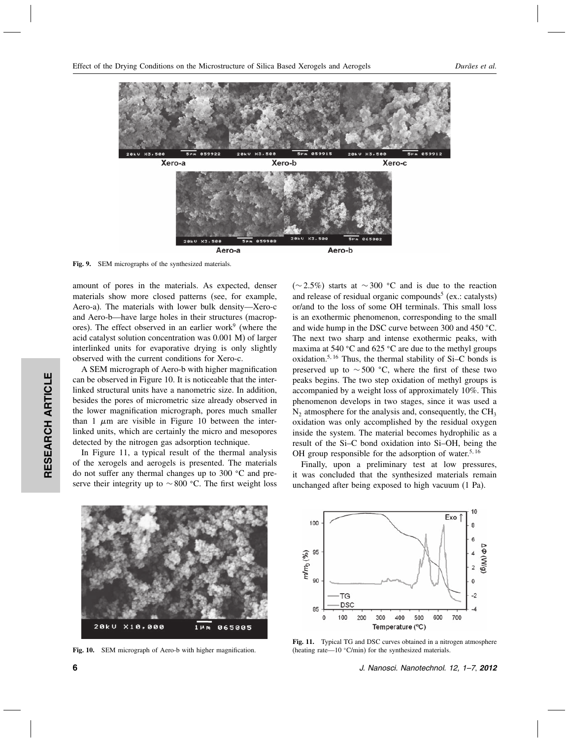Fig. 9. SEM micrographs of the synthesized materials.

amount of pores in the materials. As expected, denser materials show more closed patterns (see, for example, Aero-a). The materials with lower bulk density—Xero-c and Aero-b—have large holes in their structures (macropores). The effect observed in an earlier work[9] (where the acid catalyst solution concentration was 0.001 M) of larger interlinked units for evaporative drying is only slightly observed with the current conditions for Xero-c.

A SEM micrograph of Aero-b with higher magnification can be observed in Figure 10. It is noticeable that the interlinked structural units have a nanometric size. In addition, besides the pores of micrometric size already observed in the lower magnification micrograph, pores much smaller than 1 $\mu$m are visible in Figure 10 between the interlinked units, which are certainly the micro and mesopores detected by the nitrogen gas adsorption technique.

In Figure 11, a typical result of the thermal analysis of the xerogels and aerogels is presented. The materials do not suffer any thermal changes up to 300 °C and preserve their integrity up to ~800 °C. The first weight loss (~2.5%) starts at ~300 °C and is due to the reaction and release of residual organic compounds[5] (ex.: catalysts) or/and to the loss of some OH terminals. This small loss is an exothermic phenomenon, corresponding to the small and wide hump in the DSC curve between 300 and 450 °C. The next two sharp and intense exothermic peaks, with maxima at 540 °C and 625 °C are due to the methyl groups oxidation.[5,16] Thus, the thermal stability of Si–C bonds is preserved up to ~500 °C, where the first of these two peaks begins. The two step oxidation of methyl groups is accompanied by a weight loss of approximately 10%. This phenomenon develops in two stages, since it was used a $N_2$ atmosphere for the analysis and, consequently, the $CH_3$ oxidation was only accomplished by the residual oxygen inside the system. The material becomes hydrophilic as a result of the Si–C bond oxidation into Si–OH, being the OH group responsible for the adsorption of water.[5,16]

Finally, upon a preliminary test at low pressures, it was concluded that the synthesized materials remain unchanged after being exposed to high vacuum (1 Pa).

Fig. 10. SEM micrograph of Aero-b with higher magnification.

Fig. 11. Typical TG and DSC curves obtained in a nitrogen atmosphere (heating rate—10 °C/min) for the synthesized materials.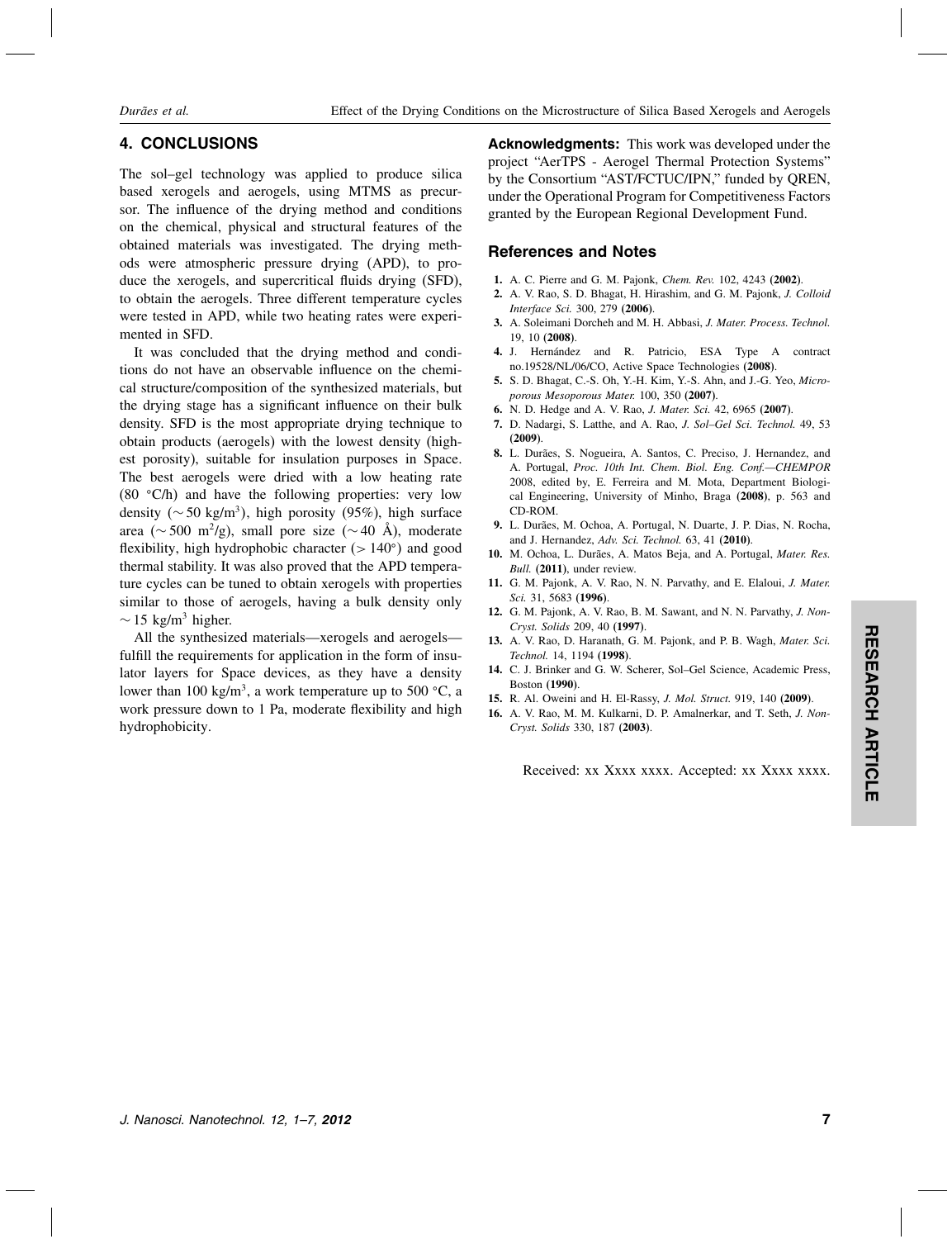## 4. CONCLUSIONS

The sol–gel technology was applied to produce silica based xerogels and aerogels, using MTMS as precursor. The influence of the drying method and conditions on the chemical, physical and structural features of the obtained materials was investigated. The drying methods were atmospheric pressure drying (APD), to produce the xerogels, and supercritical fluids drying (SFD), to obtain the aerogels. Three different temperature cycles were tested in APD, while two heating rates were experimented in SFD.

It was concluded that the drying method and conditions do not have an observable influence on the chemical structure/composition of the synthesized materials, but the drying stage has a significant influence on their bulk density. SFD is the most appropriate drying technique to obtain products (aerogels) with the lowest density (highest porosity), suitable for insulation purposes in Space. The best aerogels were dried with a low heating rate (80 °C/h) and have the following properties: very low density ($\sim 50$ kg/m$^3$), high porosity (95%), high surface area ($\sim 500$ m$^2$/g), small pore size ($\sim 40$ Å), moderate flexibility, high hydrophobic character ($> 140°$) and good thermal stability. It was also proved that the APD temperature cycles can be tuned to obtain xerogels with properties similar to those of aerogels, having a bulk density only $\sim 15$ kg/m$^3$ higher.

All the synthesized materials—xerogels and aerogels—fulfill the requirements for application in the form of insulator layers for Space devices, as they have a density lower than 100 kg/m$^3$, a work temperature up to 500 °C, a work pressure down to 1 Pa, moderate flexibility and high hydrophobicity.

**Acknowledgments:** This work was developed under the project "AerTPS - Aerogel Thermal Protection Systems" by the Consortium "AST/FCTUC/IPN," funded by QREN, under the Operational Program for Competitiveness Factors granted by the European Regional Development Fund.

## References and Notes

1. A. C. Pierre and G. M. Pajonk, *Chem. Rev.* 102, 4243 (**2002**).
2. A. V. Rao, S. D. Bhagat, H. Hirashim, and G. M. Pajonk, *J. Colloid Interface Sci.* 300, 279 (**2006**).
3. A. Soleimani Dorcheh and M. H. Abbasi, *J. Mater. Process. Technol.* 19, 10 (**2008**).
4. J. Hernández and R. Patricio, ESA Type A contract no.19528/NL/06/CO, Active Space Technologies (**2008**).
5. S. D. Bhagat, C.-S. Oh, Y.-H. Kim, Y.-S. Ahn, and J.-G. Yeo, *Microporous Mesoporous Mater.* 100, 350 (**2007**).
6. N. D. Hedge and A. V. Rao, *J. Mater. Sci.* 42, 6965 (**2007**).
7. D. Nadargi, S. Latthe, and A. Rao, *J. Sol–Gel Sci. Technol.* 49, 53 (**2009**).
8. L. Durães, S. Nogueira, A. Santos, C. Preciso, J. Hernandez, and A. Portugal, *Proc. 10th Int. Chem. Biol. Eng. Conf.—CHEMPOR* 2008, edited by, E. Ferreira and M. Mota, Department Biological Engineering, University of Minho, Braga (**2008**), p. 563 and CD-ROM.
9. L. Durães, M. Ochoa, A. Portugal, N. Duarte, J. P. Dias, N. Rocha, and J. Hernandez, *Adv. Sci. Technol.* 63, 41 (**2010**).
10. M. Ochoa, L. Durães, A. Matos Beja, and A. Portugal, *Mater. Res. Bull.* (**2011**), under review.
11. G. M. Pajonk, A. V. Rao, N. N. Parvathy, and E. Elaloui, *J. Mater. Sci.* 31, 5683 (**1996**).
12. G. M. Pajonk, A. V. Rao, B. M. Sawant, and N. N. Parvathy, *J. Non-Cryst. Solids* 209, 40 (**1997**).
13. A. V. Rao, D. Haranath, G. M. Pajonk, and P. B. Wagh, *Mater. Sci. Technol.* 14, 1194 (**1998**).
14. C. J. Brinker and G. W. Scherer, Sol–Gel Science, Academic Press, Boston (**1990**).
15. R. Al. Oweini and H. El-Rassy, *J. Mol. Struct.* 919, 140 (**2009**).
16. A. V. Rao, M. M. Kulkarni, D. P. Amalnerkar, and T. Seth, *J. Non-Cryst. Solids* 330, 187 (**2003**).

Received: xx Xxxx xxxx. Accepted: xx Xxxx xxxx.